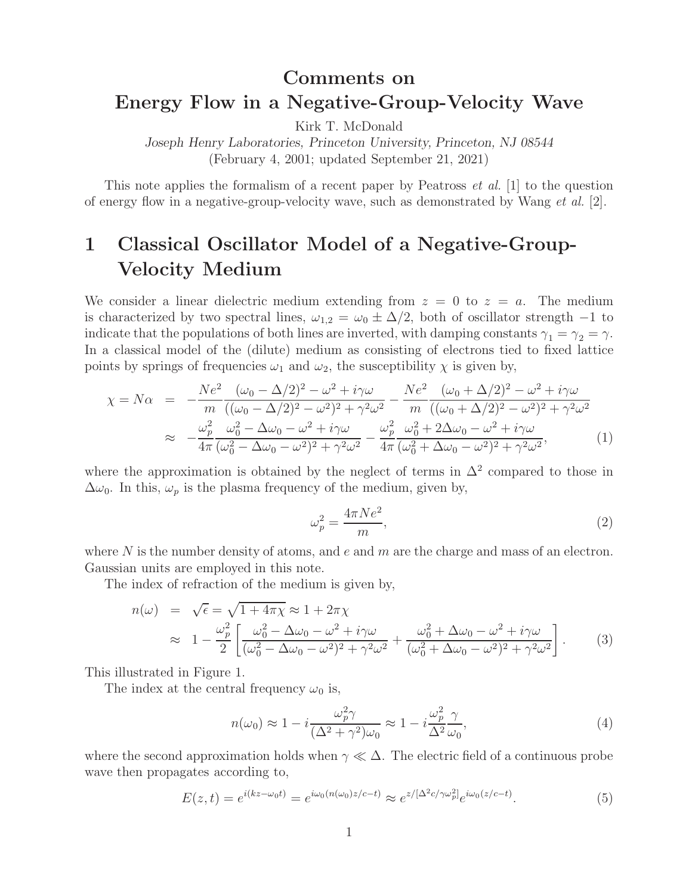# Comments on Energy Flow in a Negative-Group-Velocity Wave

Kirk T. McDonald

*Joseph Henry Laboratories, Princeton University, Princeton, NJ 08544*

(February 4, 2001; updated September 21, 2021)

This note applies the formalism of a recent paper by Peatross *et al.* [1] to the question of energy flow in a negative-group-velocity wave, such as demonstrated by Wang *et al.* [2].

## 1 Classical Oscillator Model of a Negative-Group-Velocity Medium

We consider a linear dielectric medium extending from $z = 0$ to $z = a$. The medium is characterized by two spectral lines, $\omega_{1,2} = \omega_0 \pm \Delta/2$, both of oscillator strength $-1$ to indicate that the populations of both lines are inverted, with damping constants $\gamma_1 = \gamma_2 = \gamma$. In a classical model of the (dilute) medium as consisting of electrons tied to fixed lattice points by springs of frequencies $\omega_1$ and $\omega_2$, the susceptibility $\chi$ is given by,

$$
\begin{aligned}
\chi = N\alpha &= -\frac{Ne^2}{m}\frac{(\omega_0 - \Delta/2)^2 - \omega^2 + i\gamma\omega}{((\omega_0 - \Delta/2)^2 - \omega^2)^2 + \gamma^2\omega^2} - \frac{Ne^2}{m}\frac{(\omega_0 + \Delta/2)^2 - \omega^2 + i\gamma\omega}{((\omega_0 + \Delta/2)^2 - \omega^2)^2 + \gamma^2\omega^2} \\
&\approx -\frac{\omega_p^2}{4\pi}\frac{\omega_0^2 - \Delta\omega_0 - \omega^2 + i\gamma\omega}{(\omega_0^2 - \Delta\omega_0 - \omega^2)^2 + \gamma^2\omega^2} - \frac{\omega_p^2}{4\pi}\frac{\omega_0^2 + 2\Delta\omega_0 - \omega^2 + i\gamma\omega}{(\omega_0^2 + \Delta\omega_0 - \omega^2)^2 + \gamma^2\omega^2}, \qquad (1)
\end{aligned}
$$

where the approximation is obtained by the neglect of terms in $\Delta^2$ compared to those in $\Delta\omega_0$. In this, $\omega_p$ is the plasma frequency of the medium, given by,

$$
\omega_p^2 = \frac{4\pi Ne^2}{m}, \qquad (2)
$$

where $N$ is the number density of atoms, and $e$ and $m$ are the charge and mass of an electron. Gaussian units are employed in this note.

The index of refraction of the medium is given by,

$$
\begin{aligned}
n(\omega) &= \sqrt{\epsilon} = \sqrt{1 + 4\pi\chi} \approx 1 + 2\pi\chi \\
&\approx 1 - \frac{\omega_p^2}{2}\left[\frac{\omega_0^2 - \Delta\omega_0 - \omega^2 + i\gamma\omega}{(\omega_0^2 - \Delta\omega_0 - \omega^2)^2 + \gamma^2\omega^2} + \frac{\omega_0^2 + \Delta\omega_0 - \omega^2 + i\gamma\omega}{(\omega_0^2 + \Delta\omega_0 - \omega^2)^2 + \gamma^2\omega^2}\right]. \qquad (3)
\end{aligned}
$$

This illustrated in Figure 1.

The index at the central frequency $\omega_0$ is,

$$
n(\omega_0) \approx 1 - i\frac{\omega_p^2\gamma}{(\Delta^2 + \gamma^2)\omega_0} \approx 1 - i\frac{\omega_p^2}{\Delta^2}\frac{\gamma}{\omega_0}, \qquad (4)
$$

where the second approximation holds when $\gamma \ll \Delta$. The electric field of a continuous probe wave then propagates according to,

$$
E(z,t) = e^{i(kz - \omega_0 t)} = e^{i\omega_0(n(\omega_0)z/c - t)} \approx e^{z/[\Delta^2 c/\gamma\omega_p^2]}e^{i\omega_0(z/c - t)}. \qquad (5)
$$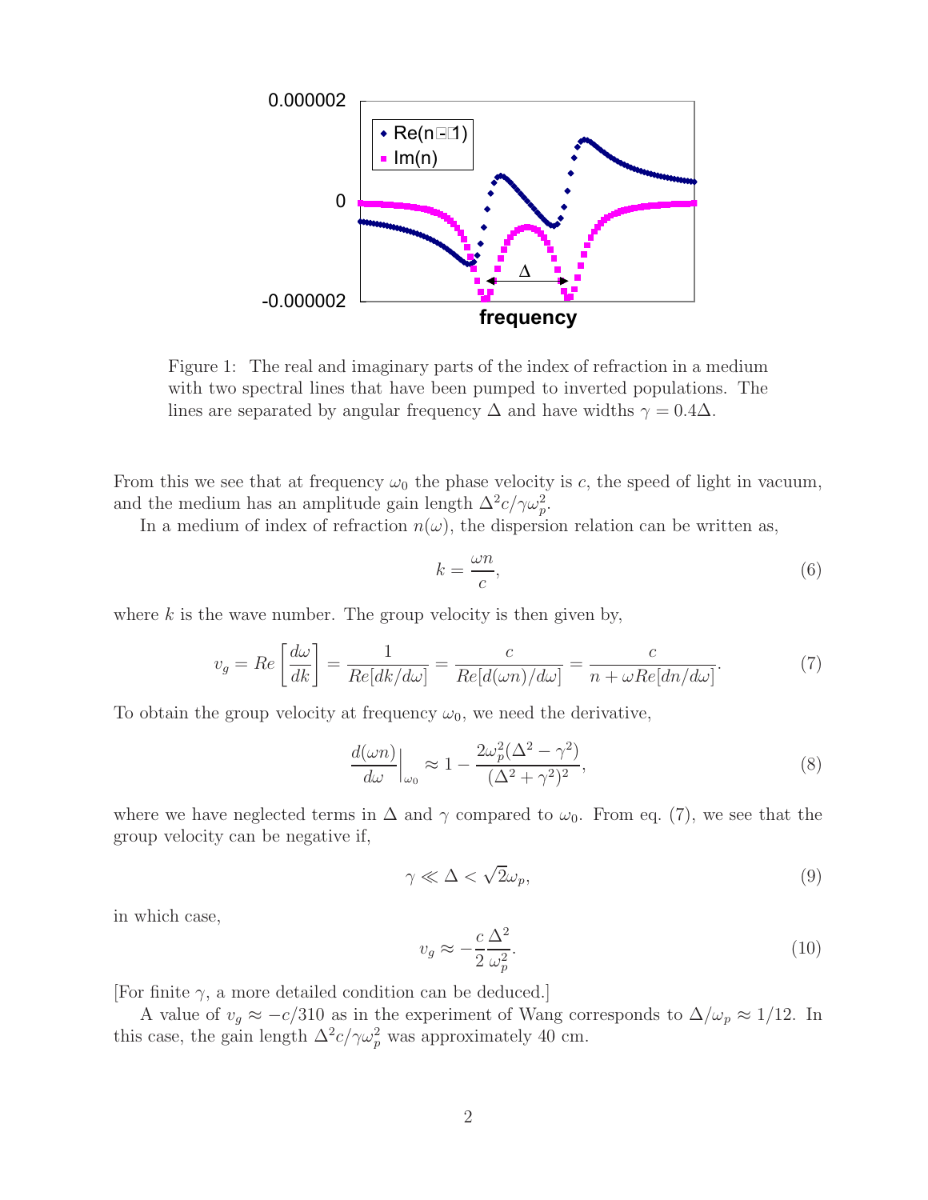0.000002

Re(n-1)

Im(n)

0

Δ

-0.000002

frequency

Figure 1: The real and imaginary parts of the index of refraction in a medium with two spectral lines that have been pumped to inverted populations. The lines are separated by angular frequency $\Delta$ and have widths $\gamma = 0.4\Delta$.

From this we see that at frequency $\omega_0$ the phase velocity is $c$, the speed of light in vacuum, and the medium has an amplitude gain length $\Delta^2 c/\gamma\omega_p^2$.

In a medium of index of refraction $n(\omega)$, the dispersion relation can be written as,

$$k = \frac{\omega n}{c}, \tag{6}$$

where $k$ is the wave number. The group velocity is then given by,

$$v_g = Re\left[\frac{d\omega}{dk}\right] = \frac{1}{Re[dk/d\omega]} = \frac{c}{Re[d(\omega n)/d\omega]} = \frac{c}{n + \omega Re[dn/d\omega]}. \tag{7}$$

To obtain the group velocity at frequency $\omega_0$, we need the derivative,

$$\left.\frac{d(\omega n)}{d\omega}\right|_{\omega_0} \approx 1 - \frac{2\omega_p^2(\Delta^2 - \gamma^2)}{(\Delta^2 + \gamma^2)^2}, \tag{8}$$

where we have neglected terms in $\Delta$ and $\gamma$ compared to $\omega_0$. From eq. (7), we see that the group velocity can be negative if,

$$\gamma \ll \Delta < \sqrt{2}\omega_p, \tag{9}$$

in which case,

$$v_g \approx -\frac{c}{2}\frac{\Delta^2}{\omega_p^2}. \tag{10}$$

[For finite $\gamma$, a more detailed condition can be deduced.]

A value of $v_g \approx -c/310$ as in the experiment of Wang corresponds to $\Delta/\omega_p \approx 1/12$. In this case, the gain length $\Delta^2 c/\gamma\omega_p^2$ was approximately 40 cm.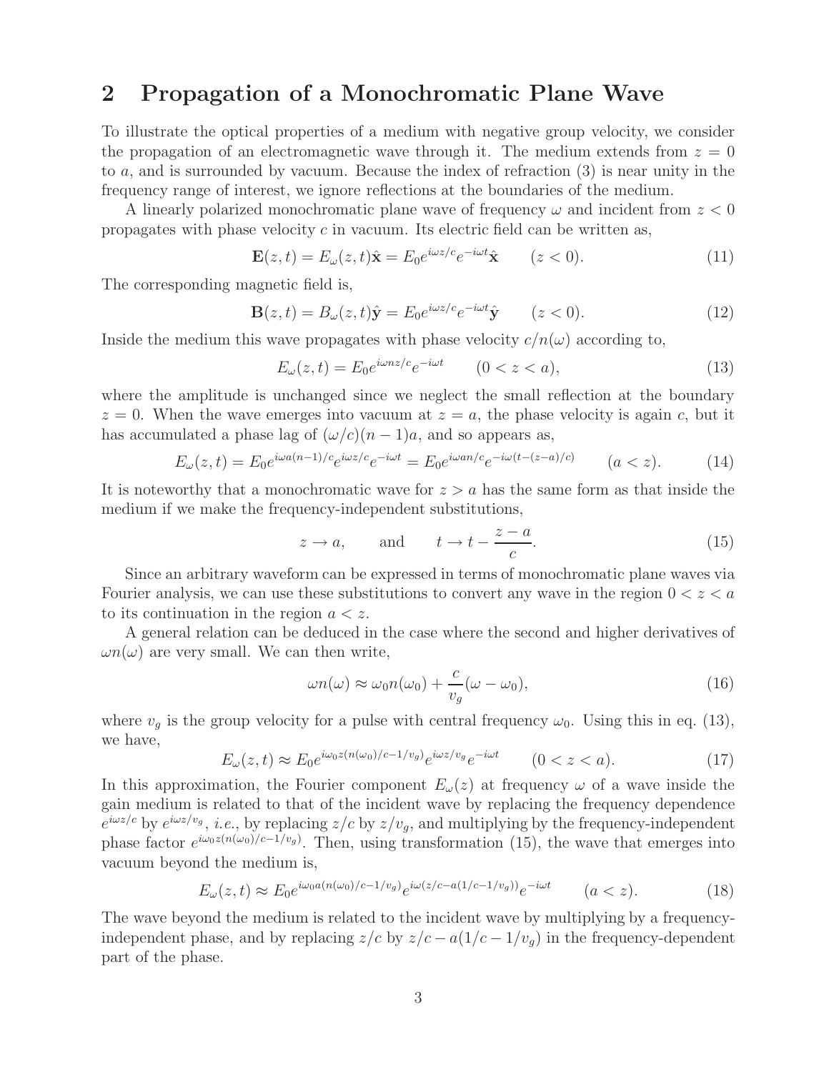## 2 Propagation of a Monochromatic Plane Wave

To illustrate the optical properties of a medium with negative group velocity, we consider the propagation of an electromagnetic wave through it. The medium extends from $z = 0$ to $a$, and is surrounded by vacuum. Because the index of refraction (3) is near unity in the frequency range of interest, we ignore reflections at the boundaries of the medium.

A linearly polarized monochromatic plane wave of frequency $\omega$ and incident from $z < 0$ propagates with phase velocity $c$ in vacuum. Its electric field can be written as,

$$\mathbf{E}(z,t) = E_\omega(z,t)\hat{\mathbf{x}} = E_0 e^{i\omega z/c} e^{-i\omega t}\hat{\mathbf{x}} \qquad (z < 0). \tag{11}$$

The corresponding magnetic field is,

$$\mathbf{B}(z,t) = B_\omega(z,t)\hat{\mathbf{y}} = E_0 e^{i\omega z/c} e^{-i\omega t}\hat{\mathbf{y}} \qquad (z < 0). \tag{12}$$

Inside the medium this wave propagates with phase velocity $c/n(\omega)$ according to,

$$E_\omega(z,t) = E_0 e^{i\omega n z/c} e^{-i\omega t} \qquad (0 < z < a), \tag{13}$$

where the amplitude is unchanged since we neglect the small reflection at the boundary $z = 0$. When the wave emerges into vacuum at $z = a$, the phase velocity is again $c$, but it has accumulated a phase lag of $(\omega/c)(n-1)a$, and so appears as,

$$E_\omega(z,t) = E_0 e^{i\omega a(n-1)/c} e^{i\omega z/c} e^{-i\omega t} = E_0 e^{i\omega a n/c} e^{-i\omega(t-(z-a)/c)} \qquad (a < z). \tag{14}$$

It is noteworthy that a monochromatic wave for $z > a$ has the same form as that inside the medium if we make the frequency-independent substitutions,

$$z \to a, \qquad \text{and} \qquad t \to t - \frac{z-a}{c}. \tag{15}$$

Since an arbitrary waveform can be expressed in terms of monochromatic plane waves via Fourier analysis, we can use these substitutions to convert any wave in the region $0 < z < a$ to its continuation in the region $a < z$.

A general relation can be deduced in the case where the second and higher derivatives of $\omega n(\omega)$ are very small. We can then write,

$$\omega n(\omega) \approx \omega_0 n(\omega_0) + \frac{c}{v_g}(\omega - \omega_0), \tag{16}$$

where $v_g$ is the group velocity for a pulse with central frequency $\omega_0$. Using this in eq. (13), we have,

$$E_\omega(z,t) \approx E_0 e^{i\omega_0 z(n(\omega_0)/c - 1/v_g)} e^{i\omega z/v_g} e^{-i\omega t} \qquad (0 < z < a). \tag{17}$$

In this approximation, the Fourier component $E_\omega(z)$ at frequency $\omega$ of a wave inside the gain medium is related to that of the incident wave by replacing the frequency dependence $e^{i\omega z/c}$ by $e^{i\omega z/v_g}$, *i.e.*, by replacing $z/c$ by $z/v_g$, and multiplying by the frequency-independent phase factor $e^{i\omega_0 z(n(\omega_0)/c - 1/v_g)}$. Then, using transformation (15), the wave that emerges into vacuum beyond the medium is,

$$E_\omega(z,t) \approx E_0 e^{i\omega_0 a(n(\omega_0)/c - 1/v_g)} e^{i\omega(z/c - a(1/c - 1/v_g))} e^{-i\omega t} \qquad (a < z). \tag{18}$$

The wave beyond the medium is related to the incident wave by multiplying by a frequency-independent phase, and by replacing $z/c$ by $z/c - a(1/c - 1/v_g)$ in the frequency-dependent part of the phase.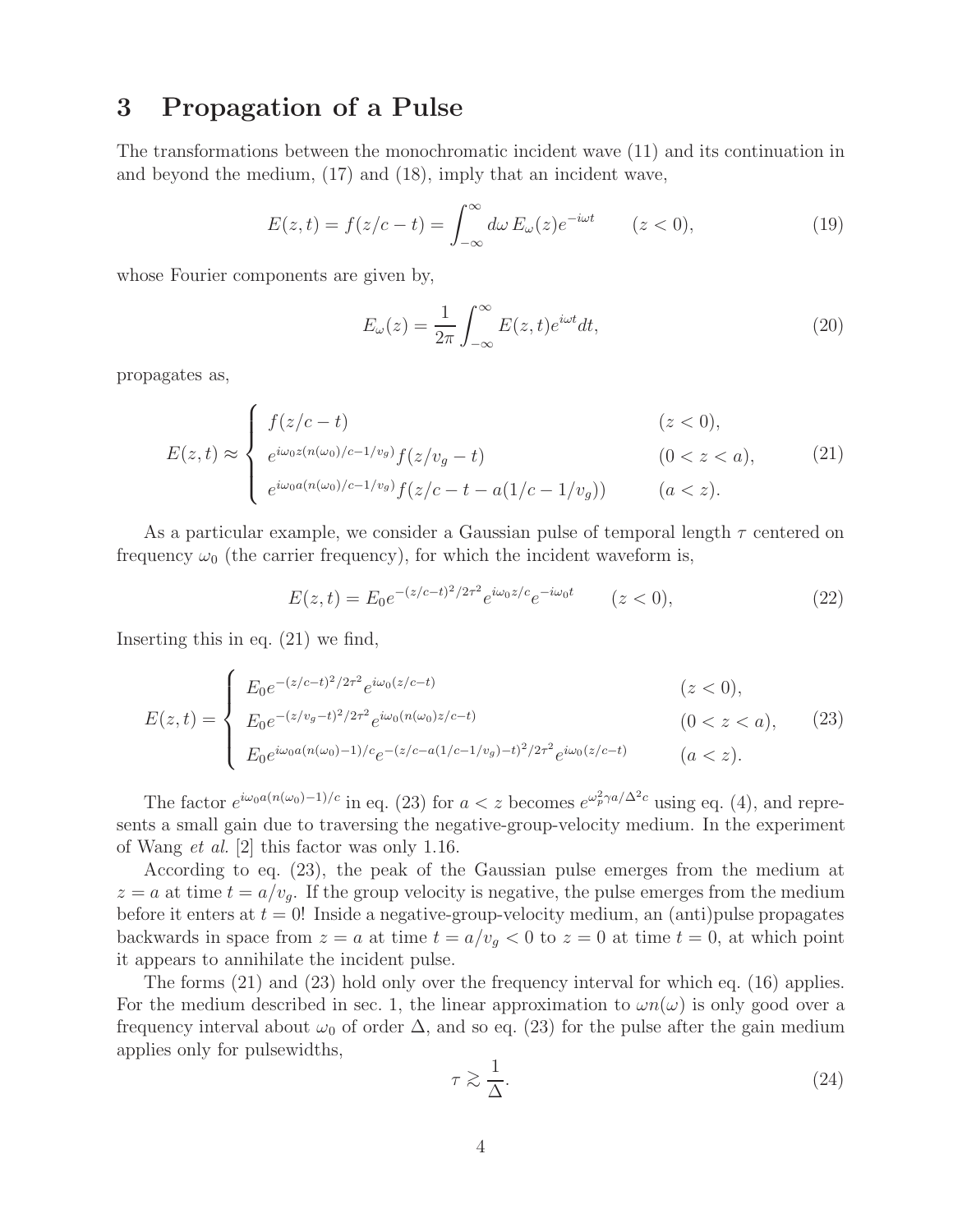## 3 Propagation of a Pulse

The transformations between the monochromatic incident wave (11) and its continuation in and beyond the medium, (17) and (18), imply that an incident wave,

$$E(z,t) = f(z/c - t) = \int_{-\infty}^{\infty} d\omega \, E_\omega(z) e^{-i\omega t} \qquad (z < 0), \tag{19}$$

whose Fourier components are given by,

$$E_\omega(z) = \frac{1}{2\pi} \int_{-\infty}^{\infty} E(z,t) e^{i\omega t} dt, \tag{20}$$

propagates as,

$$E(z,t) \approx \begin{cases} f(z/c - t) & (z < 0), \\ e^{i\omega_0 z(n(\omega_0)/c - 1/v_g)} f(z/v_g - t) & (0 < z < a), \\ e^{i\omega_0 a(n(\omega_0)/c - 1/v_g)} f(z/c - t - a(1/c - 1/v_g)) & (a < z). \end{cases} \tag{21}$$

As a particular example, we consider a Gaussian pulse of temporal length $\tau$ centered on frequency $\omega_0$ (the carrier frequency), for which the incident waveform is,

$$E(z,t) = E_0 e^{-(z/c-t)^2/2\tau^2} e^{i\omega_0 z/c} e^{-i\omega_0 t} \qquad (z < 0), \tag{22}$$

Inserting this in eq. (21) we find,

$$E(z,t) = \begin{cases} E_0 e^{-(z/c-t)^2/2\tau^2} e^{i\omega_0(z/c - t)} & (z < 0), \\ E_0 e^{-(z/v_g - t)^2/2\tau^2} e^{i\omega_0(n(\omega_0)z/c - t)} & (0 < z < a), \\ E_0 e^{i\omega_0 a(n(\omega_0)-1)/c} e^{-(z/c - a(1/c - 1/v_g) - t)^2/2\tau^2} e^{i\omega_0(z/c - t)} & (a < z). \end{cases} \tag{23}$$

The factor $e^{i\omega_0 a(n(\omega_0)-1)/c}$ in eq. (23) for $a < z$ becomes $e^{\omega_p^2 \gamma a/\Delta^2 c}$ using eq. (4), and represents a small gain due to traversing the negative-group-velocity medium. In the experiment of Wang *et al.* [2] this factor was only 1.16.

According to eq. (23), the peak of the Gaussian pulse emerges from the medium at $z = a$ at time $t = a/v_g$. If the group velocity is negative, the pulse emerges from the medium before it enters at $t = 0$! Inside a negative-group-velocity medium, an (anti)pulse propagates backwards in space from $z = a$ at time $t = a/v_g < 0$ to $z = 0$ at time $t = 0$, at which point it appears to annihilate the incident pulse.

The forms (21) and (23) hold only over the frequency interval for which eq. (16) applies. For the medium described in sec. 1, the linear approximation to $\omega n(\omega)$ is only good over a frequency interval about $\omega_0$ of order $\Delta$, and so eq. (23) for the pulse after the gain medium applies only for pulsewidths,

$$\tau \gtrsim \frac{1}{\Delta}. \tag{24}$$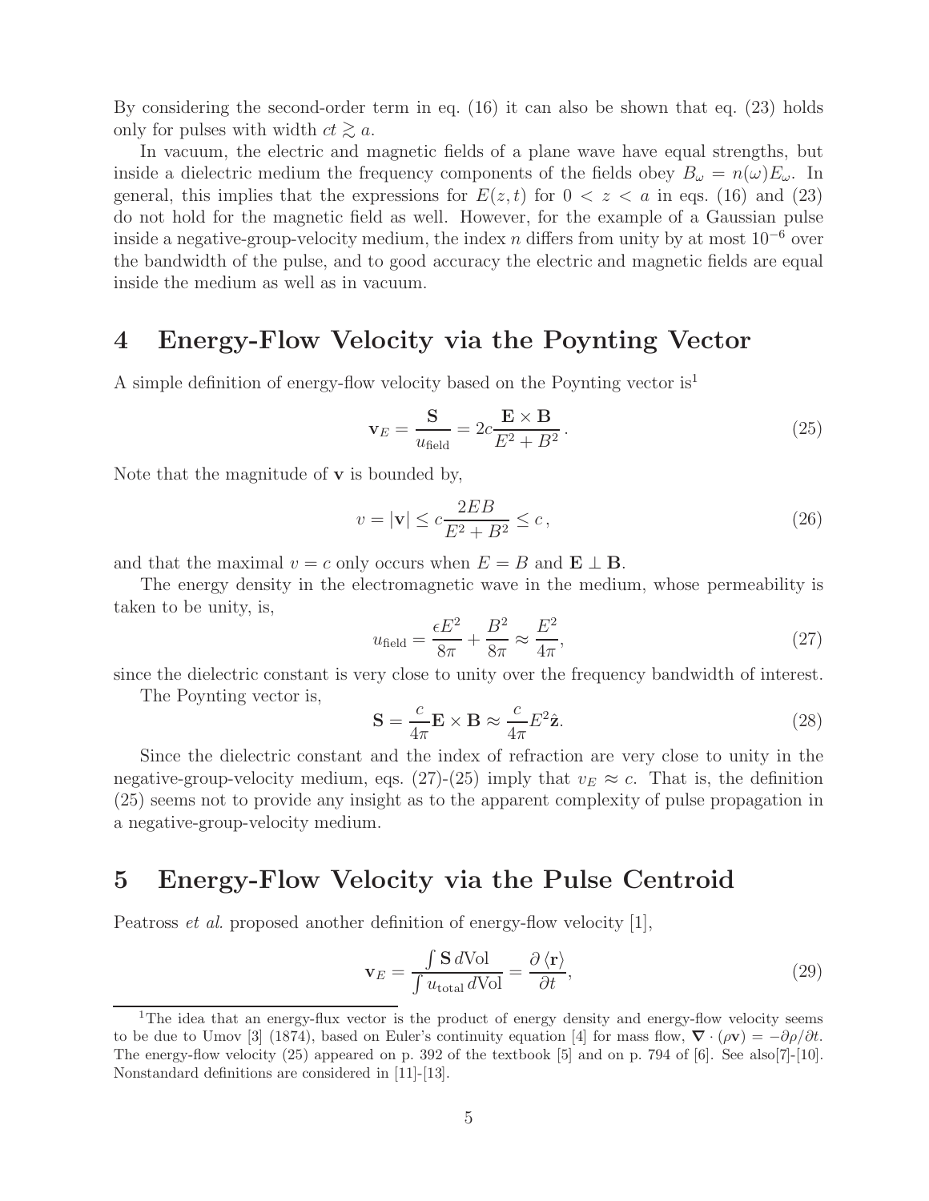By considering the second-order term in eq. (16) it can also be shown that eq. (23) holds only for pulses with width $ct \gtrsim a$.

In vacuum, the electric and magnetic fields of a plane wave have equal strengths, but inside a dielectric medium the frequency components of the fields obey $B_\omega = n(\omega)E_\omega$. In general, this implies that the expressions for $E(z,t)$ for $0 < z < a$ in eqs. (16) and (23) do not hold for the magnetic field as well. However, for the example of a Gaussian pulse inside a negative-group-velocity medium, the index $n$ differs from unity by at most $10^{-6}$ over the bandwidth of the pulse, and to good accuracy the electric and magnetic fields are equal inside the medium as well as in vacuum.

# 4 Energy-Flow Velocity via the Poynting Vector

A simple definition of energy-flow velocity based on the Poynting vector is[1]

$$\mathbf{v}_E = \frac{\mathbf{S}}{u_{\rm field}} = 2c\frac{\mathbf{E}\times\mathbf{B}}{E^2+B^2}\,. \tag{25}$$

Note that the magnitude of $\mathbf{v}$ is bounded by,

$$v = |\mathbf{v}| \le c\frac{2EB}{E^2+B^2} \le c\,, \tag{26}$$

and that the maximal $v = c$ only occurs when $E = B$ and $\mathbf{E}\perp\mathbf{B}$.

The energy density in the electromagnetic wave in the medium, whose permeability is taken to be unity, is,

$$u_{\rm field} = \frac{\epsilon E^2}{8\pi} + \frac{B^2}{8\pi} \approx \frac{E^2}{4\pi}, \tag{27}$$

since the dielectric constant is very close to unity over the frequency bandwidth of interest.

The Poynting vector is,

$$\mathbf{S} = \frac{c}{4\pi}\mathbf{E}\times\mathbf{B} \approx \frac{c}{4\pi}E^2\hat{\mathbf{z}}. \tag{28}$$

Since the dielectric constant and the index of refraction are very close to unity in the negative-group-velocity medium, eqs. (27)-(25) imply that $v_E \approx c$. That is, the definition (25) seems not to provide any insight as to the apparent complexity of pulse propagation in a negative-group-velocity medium.

# 5 Energy-Flow Velocity via the Pulse Centroid

Peatross *et al.* proposed another definition of energy-flow velocity [1],

$$\mathbf{v}_E = \frac{\int \mathbf{S}\,d{\rm Vol}}{\int u_{\rm total}\,d{\rm Vol}} = \frac{\partial\langle\mathbf{r}\rangle}{\partial t}, \tag{29}$$

[1] The idea that an energy-flux vector is the product of energy density and energy-flow velocity seems to be due to Umov [3] (1874), based on Euler's continuity equation [4] for mass flow, $\boldsymbol{\nabla}\cdot(\rho\mathbf{v}) = -\partial\rho/\partial t$. The energy-flow velocity (25) appeared on p. 392 of the textbook [5] and on p. 794 of [6]. See also[7]-[10]. Nonstandard definitions are considered in [11]-[13].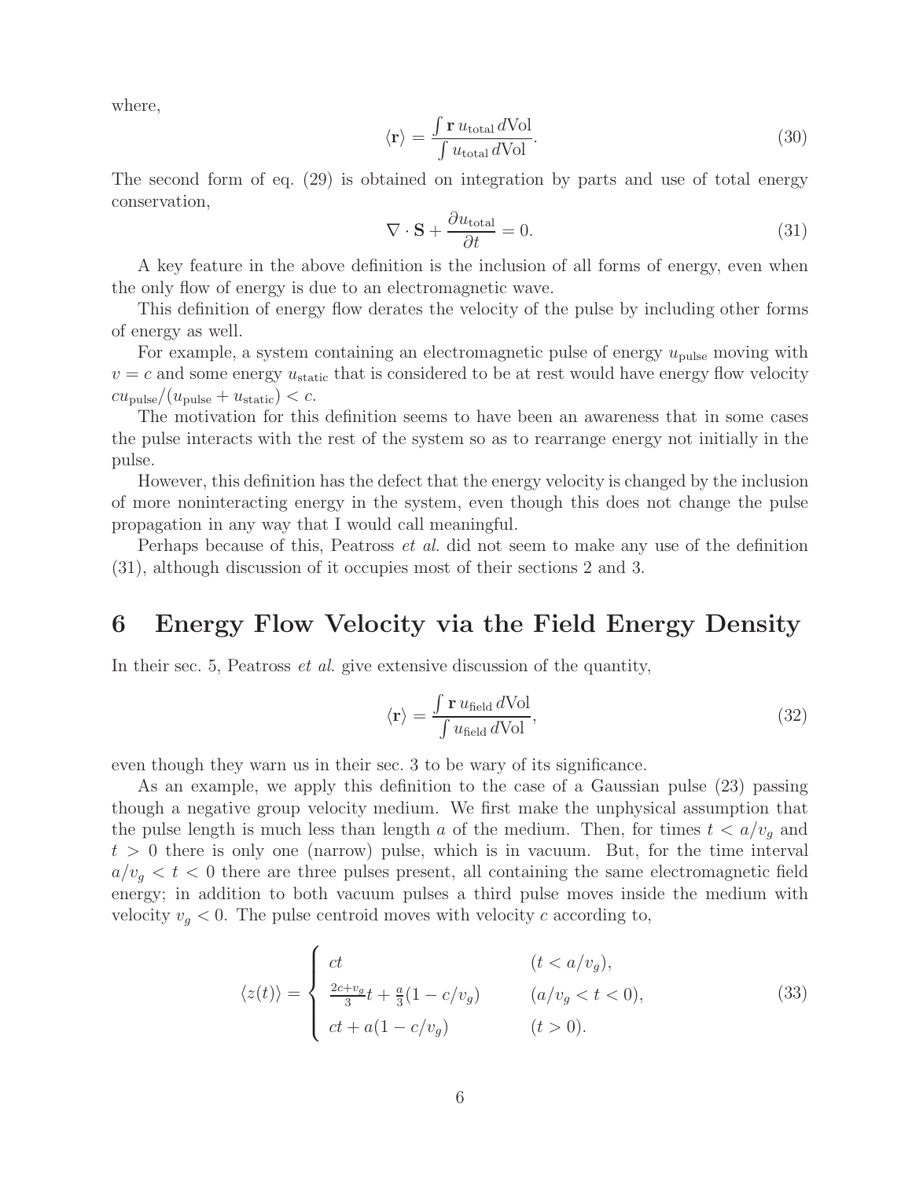where,

$$\langle \mathbf{r} \rangle = \frac{\int \mathbf{r}\, u_{\rm total}\, d{\rm Vol}}{\int u_{\rm total}\, d{\rm Vol}}. \tag{30}$$

The second form of eq. (29) is obtained on integration by parts and use of total energy conservation,

$$\nabla \cdot \mathbf{S} + \frac{\partial u_{\rm total}}{\partial t} = 0. \tag{31}$$

A key feature in the above definition is the inclusion of all forms of energy, even when the only flow of energy is due to an electromagnetic wave.

This definition of energy flow derates the velocity of the pulse by including other forms of energy as well.

For example, a system containing an electromagnetic pulse of energy $u_{\rm pulse}$ moving with $v = c$ and some energy $u_{\rm static}$ that is considered to be at rest would have energy flow velocity $c u_{\rm pulse}/(u_{\rm pulse} + u_{\rm static}) < c$.

The motivation for this definition seems to have been an awareness that in some cases the pulse interacts with the rest of the system so as to rearrange energy not initially in the pulse.

However, this definition has the defect that the energy velocity is changed by the inclusion of more noninteracting energy in the system, even though this does not change the pulse propagation in any way that I would call meaningful.

Perhaps because of this, Peatross *et al.* did not seem to make any use of the definition (31), although discussion of it occupies most of their sections 2 and 3.

# 6 Energy Flow Velocity via the Field Energy Density

In their sec. 5, Peatross *et al.* give extensive discussion of the quantity,

$$\langle \mathbf{r} \rangle = \frac{\int \mathbf{r}\, u_{\rm field}\, d{\rm Vol}}{\int u_{\rm field}\, d{\rm Vol}}, \tag{32}$$

even though they warn us in their sec. 3 to be wary of its significance.

As an example, we apply this definition to the case of a Gaussian pulse (23) passing though a negative group velocity medium. We first make the unphysical assumption that the pulse length is much less than length $a$ of the medium. Then, for times $t < a/v_g$ and $t > 0$ there is only one (narrow) pulse, which is in vacuum. But, for the time interval $a/v_g < t < 0$ there are three pulses present, all containing the same electromagnetic field energy; in addition to both vacuum pulses a third pulse moves inside the medium with velocity $v_g < 0$. The pulse centroid moves with velocity $c$ according to,

$$\langle z(t) \rangle = \begin{cases} ct & (t < a/v_g), \\ \frac{2c + v_g}{3} t + \frac{a}{3}(1 - c/v_g) & (a/v_g < t < 0), \\ ct + a(1 - c/v_g) & (t > 0). \end{cases} \tag{33}$$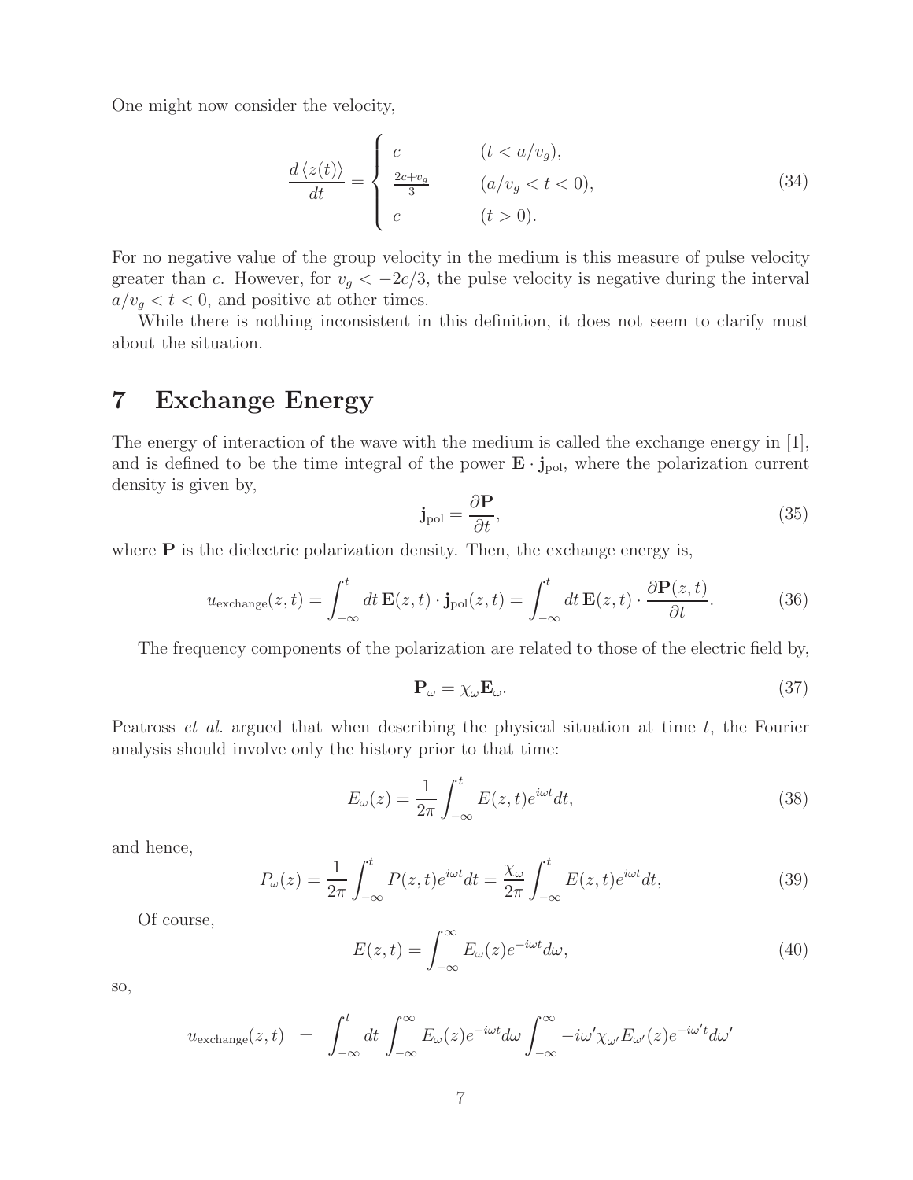One might now consider the velocity,

$$\frac{d\langle z(t)\rangle}{dt} = \begin{cases} c & (t < a/v_g), \\ \frac{2c+v_g}{3} & (a/v_g < t < 0), \\ c & (t > 0). \end{cases} \tag{34}$$

For no negative value of the group velocity in the medium is this measure of pulse velocity greater than $c$. However, for $v_g < -2c/3$, the pulse velocity is negative during the interval $a/v_g < t < 0$, and positive at other times.

While there is nothing inconsistent in this definition, it does not seem to clarify must about the situation.

# 7 Exchange Energy

The energy of interaction of the wave with the medium is called the exchange energy in [1], and is defined to be the time integral of the power $\mathbf{E} \cdot \mathbf{j}_{\rm pol}$, where the polarization current density is given by,

$$\mathbf{j}_{\rm pol} = \frac{\partial \mathbf{P}}{\partial t}, \tag{35}$$

where $\mathbf{P}$ is the dielectric polarization density. Then, the exchange energy is,

$$u_{\rm exchange}(z,t) = \int_{-\infty}^{t} dt\, \mathbf{E}(z,t) \cdot \mathbf{j}_{\rm pol}(z,t) = \int_{-\infty}^{t} dt\, \mathbf{E}(z,t) \cdot \frac{\partial \mathbf{P}(z,t)}{\partial t}. \tag{36}$$

The frequency components of the polarization are related to those of the electric field by,

$$\mathbf{P}_\omega = \chi_\omega \mathbf{E}_\omega. \tag{37}$$

Peatross *et al.* argued that when describing the physical situation at time $t$, the Fourier analysis should involve only the history prior to that time:

$$E_\omega(z) = \frac{1}{2\pi} \int_{-\infty}^{t} E(z,t) e^{i\omega t} dt, \tag{38}$$

and hence,

$$P_\omega(z) = \frac{1}{2\pi} \int_{-\infty}^{t} P(z,t) e^{i\omega t} dt = \frac{\chi_\omega}{2\pi} \int_{-\infty}^{t} E(z,t) e^{i\omega t} dt, \tag{39}$$

Of course,

$$E(z,t) = \int_{-\infty}^{\infty} E_\omega(z) e^{-i\omega t} d\omega, \tag{40}$$

so,

$$u_{\rm exchange}(z,t) = \int_{-\infty}^{t} dt \int_{-\infty}^{\infty} E_\omega(z) e^{-i\omega t} d\omega \int_{-\infty}^{\infty} -i\omega' \chi_{\omega'} E_{\omega'}(z) e^{-i\omega' t} d\omega'$$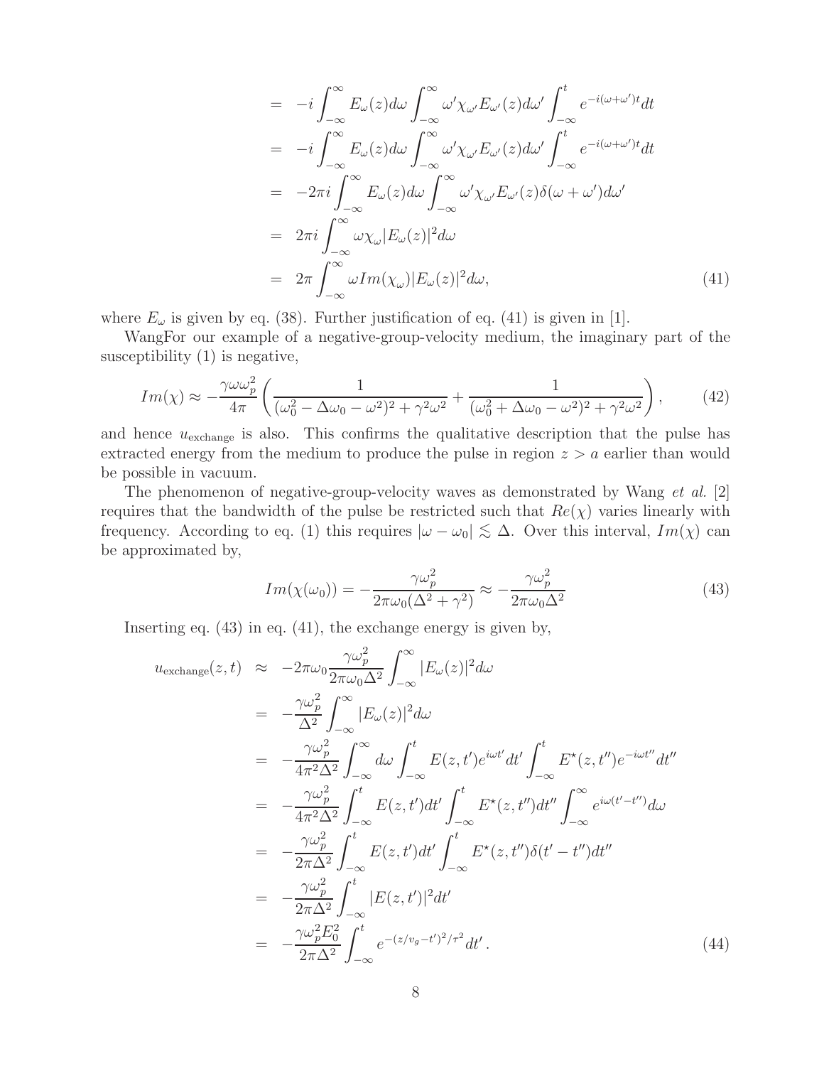$$
\begin{aligned}
&= -i\int_{-\infty}^{\infty} E_\omega(z)d\omega \int_{-\infty}^{\infty} \omega'\chi_{\omega'}E_{\omega'}(z)d\omega' \int_{-\infty}^{t} e^{-i(\omega+\omega')t}dt \\
&= -i\int_{-\infty}^{\infty} E_\omega(z)d\omega \int_{-\infty}^{\infty} \omega'\chi_{\omega'}E_{\omega'}(z)d\omega' \int_{-\infty}^{t} e^{-i(\omega+\omega')t}dt \\
&= -2\pi i\int_{-\infty}^{\infty} E_\omega(z)d\omega \int_{-\infty}^{\infty} \omega'\chi_{\omega'}E_{\omega'}(z)\delta(\omega+\omega')d\omega' \\
&= 2\pi i\int_{-\infty}^{\infty} \omega\chi_\omega |E_\omega(z)|^2 d\omega \\
&= 2\pi\int_{-\infty}^{\infty} \omega Im(\chi_\omega)|E_\omega(z)|^2 d\omega, \qquad (41)
\end{aligned}
$$

where $E_\omega$ is given by eq. (38). Further justification of eq. (41) is given in [1].

WangFor our example of a negative-group-velocity medium, the imaginary part of the susceptibility (1) is negative,

$$
Im(\chi) \approx -\frac{\gamma\omega\omega_p^2}{4\pi}\left(\frac{1}{(\omega_0^2 - \Delta\omega_0 - \omega^2)^2 + \gamma^2\omega^2} + \frac{1}{(\omega_0^2 + \Delta\omega_0 - \omega^2)^2 + \gamma^2\omega^2}\right), \qquad (42)
$$

and hence $u_{\rm exchange}$ is also. This confirms the qualitative description that the pulse has extracted energy from the medium to produce the pulse in region $z > a$ earlier than would be possible in vacuum.

The phenomenon of negative-group-velocity waves as demonstrated by Wang *et al.* [2] requires that the bandwidth of the pulse be restricted such that $Re(\chi)$ varies linearly with frequency. According to eq. (1) this requires $|\omega - \omega_0| \lesssim \Delta$. Over this interval, $Im(\chi)$ can be approximated by,

$$
Im(\chi(\omega_0)) = -\frac{\gamma\omega_p^2}{2\pi\omega_0(\Delta^2 + \gamma^2)} \approx -\frac{\gamma\omega_p^2}{2\pi\omega_0\Delta^2} \qquad (43)
$$

Inserting eq. (43) in eq. (41), the exchange energy is given by,

$$
\begin{aligned}
u_{\rm exchange}(z,t) &\approx -2\pi\omega_0\frac{\gamma\omega_p^2}{2\pi\omega_0\Delta^2}\int_{-\infty}^{\infty}|E_\omega(z)|^2 d\omega \\
&= -\frac{\gamma\omega_p^2}{\Delta^2}\int_{-\infty}^{\infty}|E_\omega(z)|^2 d\omega \\
&= -\frac{\gamma\omega_p^2}{4\pi^2\Delta^2}\int_{-\infty}^{\infty}d\omega\int_{-\infty}^{t}E(z,t')e^{i\omega t'}dt'\int_{-\infty}^{t}E^\star(z,t'')e^{-i\omega t''}dt'' \\
&= -\frac{\gamma\omega_p^2}{4\pi^2\Delta^2}\int_{-\infty}^{t}E(z,t')dt'\int_{-\infty}^{t}E^\star(z,t'')dt''\int_{-\infty}^{\infty}e^{i\omega(t'-t'')}d\omega \\
&= -\frac{\gamma\omega_p^2}{2\pi\Delta^2}\int_{-\infty}^{t}E(z,t')dt'\int_{-\infty}^{t}E^\star(z,t'')\delta(t'-t'')dt'' \\
&= -\frac{\gamma\omega_p^2}{2\pi\Delta^2}\int_{-\infty}^{t}|E(z,t')|^2 dt' \\
&= -\frac{\gamma\omega_p^2 E_0^2}{2\pi\Delta^2}\int_{-\infty}^{t}e^{-(z/v_g - t')^2/\tau^2}dt'. \qquad (44)
\end{aligned}
$$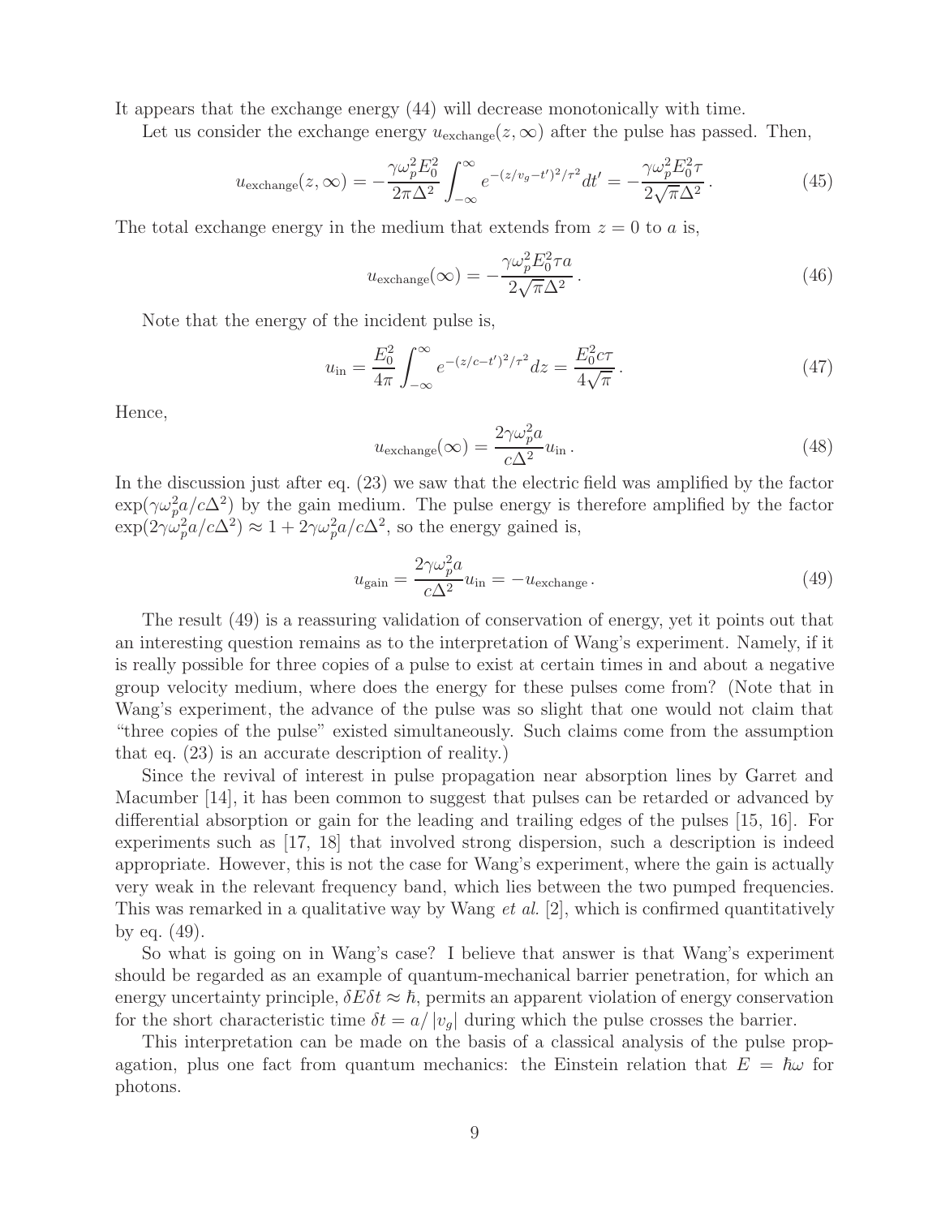It appears that the exchange energy (44) will decrease monotonically with time.

Let us consider the exchange energy $u_{\rm exchange}(z, \infty)$ after the pulse has passed. Then,

$$u_{\rm exchange}(z, \infty) = -\frac{\gamma \omega_p^2 E_0^2}{2\pi \Delta^2} \int_{-\infty}^{\infty} e^{-(z/v_g - t')^2/\tau^2} dt' = -\frac{\gamma \omega_p^2 E_0^2 \tau}{2\sqrt{\pi}\Delta^2} . \tag{45}$$

The total exchange energy in the medium that extends from $z = 0$ to $a$ is,

$$u_{\rm exchange}(\infty) = -\frac{\gamma \omega_p^2 E_0^2 \tau a}{2\sqrt{\pi}\Delta^2} . \tag{46}$$

Note that the energy of the incident pulse is,

$$u_{\rm in} = \frac{E_0^2}{4\pi} \int_{-\infty}^{\infty} e^{-(z/c - t')^2/\tau^2} dz = \frac{E_0^2 c \tau}{4\sqrt{\pi}} . \tag{47}$$

Hence,

$$u_{\rm exchange}(\infty) = \frac{2\gamma \omega_p^2 a}{c \Delta^2} u_{\rm in} . \tag{48}$$

In the discussion just after eq. (23) we saw that the electric field was amplified by the factor $\exp(\gamma \omega_p^2 a / c\Delta^2)$ by the gain medium. The pulse energy is therefore amplified by the factor $\exp(2\gamma \omega_p^2 a / c\Delta^2) \approx 1 + 2\gamma \omega_p^2 a / c\Delta^2$, so the energy gained is,

$$u_{\rm gain} = \frac{2\gamma \omega_p^2 a}{c \Delta^2} u_{\rm in} = -u_{\rm exchange} . \tag{49}$$

The result (49) is a reassuring validation of conservation of energy, yet it points out that an interesting question remains as to the interpretation of Wang's experiment. Namely, if it is really possible for three copies of a pulse to exist at certain times in and about a negative group velocity medium, where does the energy for these pulses come from? (Note that in Wang's experiment, the advance of the pulse was so slight that one would not claim that "three copies of the pulse" existed simultaneously. Such claims come from the assumption that eq. (23) is an accurate description of reality.)

Since the revival of interest in pulse propagation near absorption lines by Garret and Macumber [14], it has been common to suggest that pulses can be retarded or advanced by differential absorption or gain for the leading and trailing edges of the pulses [15, 16]. For experiments such as [17, 18] that involved strong dispersion, such a description is indeed appropriate. However, this is not the case for Wang's experiment, where the gain is actually very weak in the relevant frequency band, which lies between the two pumped frequencies. This was remarked in a qualitative way by Wang *et al.* [2], which is confirmed quantitatively by eq. (49).

So what is going on in Wang's case? I believe that answer is that Wang's experiment should be regarded as an example of quantum-mechanical barrier penetration, for which an energy uncertainty principle, $\delta E \delta t \approx \hbar$, permits an apparent violation of energy conservation for the short characteristic time $\delta t = a/|v_g|$ during which the pulse crosses the barrier.

This interpretation can be made on the basis of a classical analysis of the pulse propagation, plus one fact from quantum mechanics: the Einstein relation that $E = \hbar\omega$ for photons.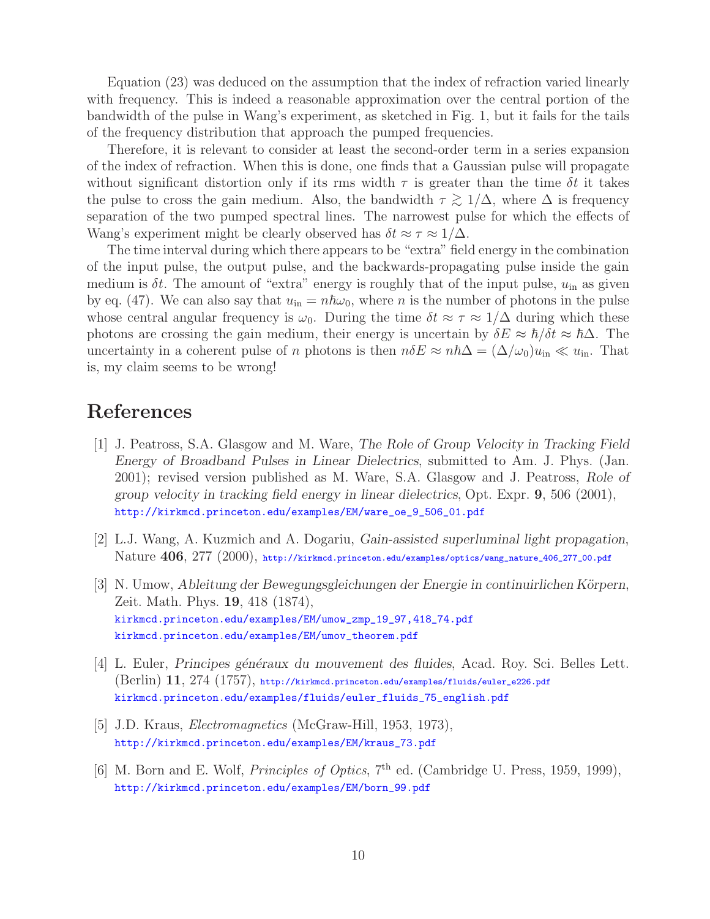Equation (23) was deduced on the assumption that the index of refraction varied linearly with frequency. This is indeed a reasonable approximation over the central portion of the bandwidth of the pulse in Wang's experiment, as sketched in Fig. 1, but it fails for the tails of the frequency distribution that approach the pumped frequencies.

Therefore, it is relevant to consider at least the second-order term in a series expansion of the index of refraction. When this is done, one finds that a Gaussian pulse will propagate without significant distortion only if its rms width $\tau$ is greater than the time $\delta t$ it takes the pulse to cross the gain medium. Also, the bandwidth $\tau \gtrsim 1/\Delta$, where $\Delta$ is frequency separation of the two pumped spectral lines. The narrowest pulse for which the effects of Wang's experiment might be clearly observed has $\delta t \approx \tau \approx 1/\Delta$.

The time interval during which there appears to be "extra" field energy in the combination of the input pulse, the output pulse, and the backwards-propagating pulse inside the gain medium is $\delta t$. The amount of "extra" energy is roughly that of the input pulse, $u_{\rm in}$ as given by eq. (47). We can also say that $u_{\rm in} = n\hbar\omega_0$, where $n$ is the number of photons in the pulse whose central angular frequency is $\omega_0$. During the time $\delta t \approx \tau \approx 1/\Delta$ during which these photons are crossing the gain medium, their energy is uncertain by $\delta E \approx \hbar/\delta t \approx \hbar\Delta$. The uncertainty in a coherent pulse of $n$ photons is then $n\delta E \approx n\hbar\Delta = (\Delta/\omega_0)u_{\rm in} \ll u_{\rm in}$. That is, my claim seems to be wrong!

# References

[1] J. Peatross, S.A. Glasgow and M. Ware, *The Role of Group Velocity in Tracking Field Energy of Broadband Pulses in Linear Dielectrics*, submitted to Am. J. Phys. (Jan. 2001); revised version published as M. Ware, S.A. Glasgow and J. Peatross, *Role of group velocity in tracking field energy in linear dielectrics*, Opt. Expr. **9**, 506 (2001), http://kirkmcd.princeton.edu/examples/EM/ware_oe_9_506_01.pdf

[2] L.J. Wang, A. Kuzmich and A. Dogariu, *Gain-assisted superluminal light propagation*, Nature **406**, 277 (2000), http://kirkmcd.princeton.edu/examples/optics/wang_nature_406_277_00.pdf

[3] N. Umow, *Ableitung der Bewegungsgleichungen der Energie in continuirlichen Körpern*, Zeit. Math. Phys. **19**, 418 (1874), kirkmcd.princeton.edu/examples/EM/umow_zmp_19_97,418_74.pdf kirkmcd.princeton.edu/examples/EM/umov_theorem.pdf

[4] L. Euler, *Principes généraux du mouvement des fluides*, Acad. Roy. Sci. Belles Lett. (Berlin) **11**, 274 (1757), http://kirkmcd.princeton.edu/examples/fluids/euler_e226.pdf kirkmcd.princeton.edu/examples/fluids/euler_fluids_75_english.pdf

[5] J.D. Kraus, *Electromagnetics* (McGraw-Hill, 1953, 1973), http://kirkmcd.princeton.edu/examples/EM/kraus_73.pdf

[6] M. Born and E. Wolf, *Principles of Optics*, 7th ed. (Cambridge U. Press, 1959, 1999), http://kirkmcd.princeton.edu/examples/EM/born_99.pdf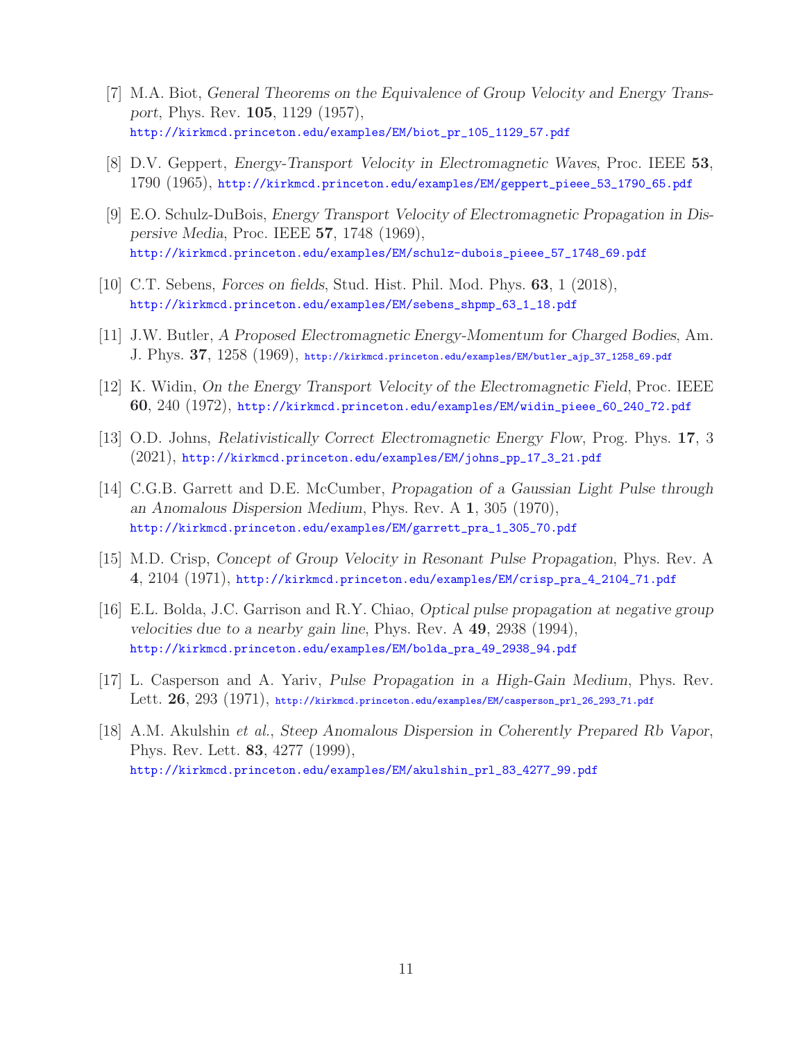[7] M.A. Biot, *General Theorems on the Equivalence of Group Velocity and Energy Transport*, Phys. Rev. **105**, 1129 (1957),
http://kirkmcd.princeton.edu/examples/EM/biot_pr_105_1129_57.pdf

[8] D.V. Geppert, *Energy-Transport Velocity in Electromagnetic Waves*, Proc. IEEE **53**, 1790 (1965), http://kirkmcd.princeton.edu/examples/EM/geppert_pieee_53_1790_65.pdf

[9] E.O. Schulz-DuBois, *Energy Transport Velocity of Electromagnetic Propagation in Dispersive Media*, Proc. IEEE **57**, 1748 (1969),
http://kirkmcd.princeton.edu/examples/EM/schulz-dubois_pieee_57_1748_69.pdf

[10] C.T. Sebens, *Forces on fields*, Stud. Hist. Phil. Mod. Phys. **63**, 1 (2018),
http://kirkmcd.princeton.edu/examples/EM/sebens_shpmp_63_1_18.pdf

[11] J.W. Butler, *A Proposed Electromagnetic Energy-Momentum for Charged Bodies*, Am. J. Phys. **37**, 1258 (1969), http://kirkmcd.princeton.edu/examples/EM/butler_ajp_37_1258_69.pdf

[12] K. Widin, *On the Energy Transport Velocity of the Electromagnetic Field*, Proc. IEEE **60**, 240 (1972), http://kirkmcd.princeton.edu/examples/EM/widin_pieee_60_240_72.pdf

[13] O.D. Johns, *Relativistically Correct Electromagnetic Energy Flow*, Prog. Phys. **17**, 3 (2021), http://kirkmcd.princeton.edu/examples/EM/johns_pp_17_3_21.pdf

[14] C.G.B. Garrett and D.E. McCumber, *Propagation of a Gaussian Light Pulse through an Anomalous Dispersion Medium*, Phys. Rev. A **1**, 305 (1970),
http://kirkmcd.princeton.edu/examples/EM/garrett_pra_1_305_70.pdf

[15] M.D. Crisp, *Concept of Group Velocity in Resonant Pulse Propagation*, Phys. Rev. A **4**, 2104 (1971), http://kirkmcd.princeton.edu/examples/EM/crisp_pra_4_2104_71.pdf

[16] E.L. Bolda, J.C. Garrison and R.Y. Chiao, *Optical pulse propagation at negative group velocities due to a nearby gain line*, Phys. Rev. A **49**, 2938 (1994),
http://kirkmcd.princeton.edu/examples/EM/bolda_pra_49_2938_94.pdf

[17] L. Casperson and A. Yariv, *Pulse Propagation in a High-Gain Medium*, Phys. Rev. Lett. **26**, 293 (1971), http://kirkmcd.princeton.edu/examples/EM/casperson_prl_26_293_71.pdf

[18] A.M. Akulshin *et al.*, *Steep Anomalous Dispersion in Coherently Prepared Rb Vapor*, Phys. Rev. Lett. **83**, 4277 (1999),
http://kirkmcd.princeton.edu/examples/EM/akulshin_prl_83_4277_99.pdf